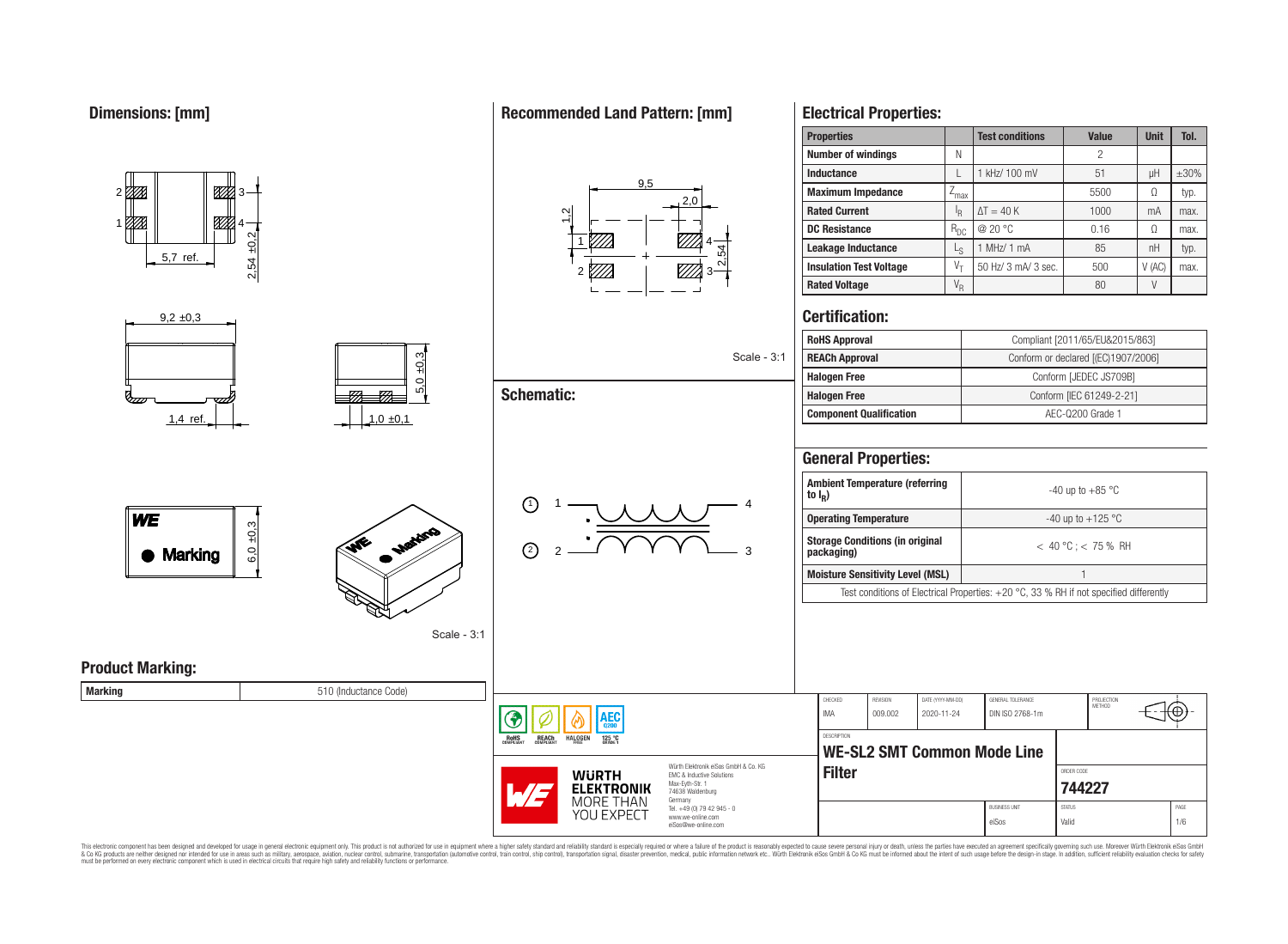## Dimensions: [mm]

5,7 ref.

2,54 ±0,2

9,2 ±0,3

1,4 ref.

5,0 ±0,3

1,0 ±0,1

6,0 ±0,3

Marking

Scale - 3:1

## Recommended Land Pattern: [mm]

9,5

2,0

1,2

2,54

Scale - 3:1

## Schematic:

## Product Marking:

| Marking | 510 (Inductance Code) |
|---|---|

## Electrical Properties:

| Properties | | Test conditions | Value | Unit | Tol. |
|---|---|---|---|---|---|
| Number of windings | N | | 2 | | |
| Inductance | L | 1 kHz/ 100 mV | 51 | µH | ±30% |
| Maximum Impedance | $Z_{max}$ | | 5500 | Ω | typ. |
| Rated Current | $I_R$ | $\Delta T = 40$ K | 1000 | mA | max. |
| DC Resistance | $R_{DC}$ | @ 20 °C | 0.16 | Ω | max. |
| Leakage Inductance | $L_S$ | 1 MHz/ 1 mA | 85 | nH | typ. |
| Insulation Test Voltage | $V_T$ | 50 Hz/ 3 mA/ 3 sec. | 500 | V (AC) | max. |
| Rated Voltage | $V_R$ | | 80 | V | |

## Certification:

| | |
|---|---|
| RoHS Approval | Compliant [2011/65/EU&2015/863] |
| REACh Approval | Conform or declared [(EC)1907/2006] |
| Halogen Free | Conform [JEDEC JS709B] |
| Halogen Free | Conform [IEC 61249-2-21] |
| Component Qualification | AEC-Q200 Grade 1 |

## General Properties:

| | |
|---|---|
| Ambient Temperature (referring to $I_R$) | -40 up to +85 °C |
| Operating Temperature | -40 up to +125 °C |
| Storage Conditions (in original packaging) | < 40 °C ; < 75 % RH |
| Moisture Sensitivity Level (MSL) | 1 |

Test conditions of Electrical Properties: +20 °C, 33 % RH if not specified differently

| CHECKED | REVISION | DATE (YYYY-MM-DD) | GENERAL TOLERANCE | PROJECTION METHOD |
|---|---|---|---|---|
| IMA | 009.002 | 2020-11-24 | DIN ISO 2768-1m | |

DESCRIPTION: **WE-SL2 SMT Common Mode Line Filter**

ORDER CODE: **744227**

BUSINESS UNIT: eiSos | STATUS: Valid

Würth Elektronik eiSos GmbH & Co. KG
EMC & Inductive Solutions
Max-Eyth-Str. 1
74638 Waldenburg
Germany
Tel. +49 (0) 79 42 945 - 0
www.we-online.com
eiSos@we-online.com

This electronic component has been designed and developed for usage in general electronic equipment only. This product is not authorized for use in equipment where a higher safety standard and reliability standard is especially required or where a failure of the product is reasonably expected to cause severe personal injury or death, unless the parties have executed an agreement specifically governing such use. Moreover Würth Elektronik eiSos GmbH & Co KG products are neither designed nor intended for use in areas such as military, aerospace, aviation, nuclear control, submarine, transportation (automotive control, train control, ship control), transportation signal, disaster prevention, medical, public information network etc.. Würth Elektronik eiSos GmbH & Co KG must be informed about the intent of such usage before the design-in stage. In addition, sufficient reliability evaluation checks for safety must be performed on every electronic component which is used in electrical circuits that require high safety and reliability functions or performance.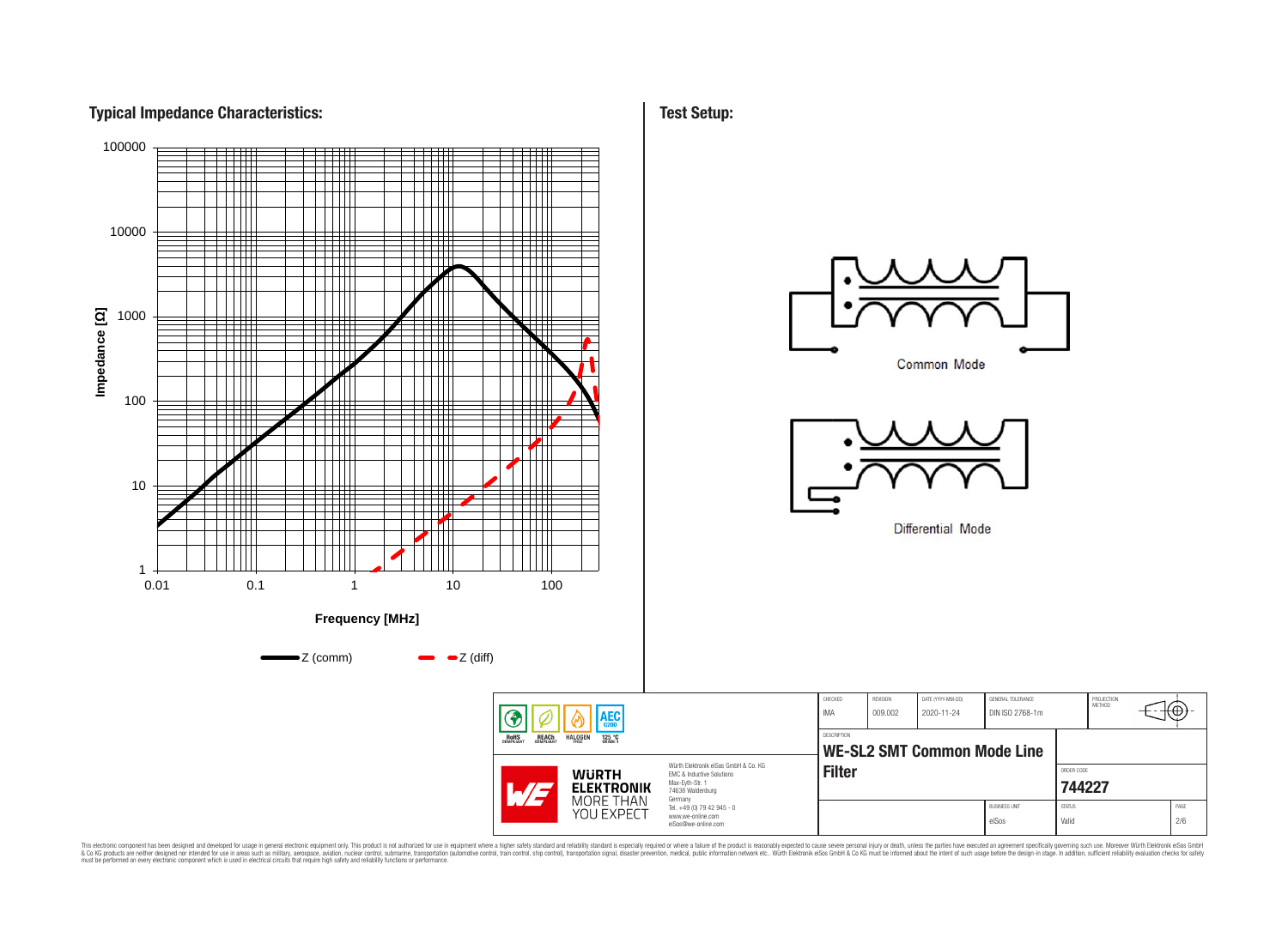## Typical Impedance Characteristics:

Impedance [Ω]

100000
10000
1000
100
10
1

0.01 0.1 1 10 100

Frequency [MHz]

Z (comm) Z (diff)

## Test Setup:

Common Mode

Differential Mode

| CHECKED | REVISION | DATE (YYYY-MM-DD) | GENERAL TOLERANCE | PROJECTION METHOD |
|---|---|---|---|---|
| IMA | 009.002 | 2020-11-24 | DIN ISO 2768-1m | |

DESCRIPTION

**WE-SL2 SMT Common Mode Line Filter**

ORDER CODE

**744227**

| BUSINESS UNIT | STATUS | PAGE |
|---|---|---|
| eiSos | Valid | 2/6 |

RoHS COMPLIANT · REACh COMPLIANT · HALOGEN FREE · AEC Q200 · 125 °C GRADE 1

Würth Elektronik eiSos GmbH & Co. KG
EMC & Inductive Solutions
Max-Eyth-Str. 1
74638 Waldenburg
Germany
Tel. +49 (0) 79 42 945 - 0
www.we-online.com
eiSos@we-online.com

This electronic component has been designed and developed for usage in general electronic equipment only. This product is not authorized for use in equipment where a higher safety standard and reliability standard is especially required or where a failure of the product is reasonably expected to cause severe personal injury or death, unless the parties have executed an agreement specifically governing such use. Moreover Würth Elektronik eiSos GmbH & Co KG products are neither designed nor intended for use in areas such as military, aerospace, aviation, nuclear control, submarine, transportation (automotive control, train control, ship control), transportation signal, disaster prevention, medical, public information network etc.. Würth Elektronik eiSos GmbH & Co KG must be informed about the intent of such usage before the design-in stage. In addition, sufficient reliability evaluation checks for safety must be performed on every electronic component which is used in electrical circuits that require high safety and reliability functions or performance.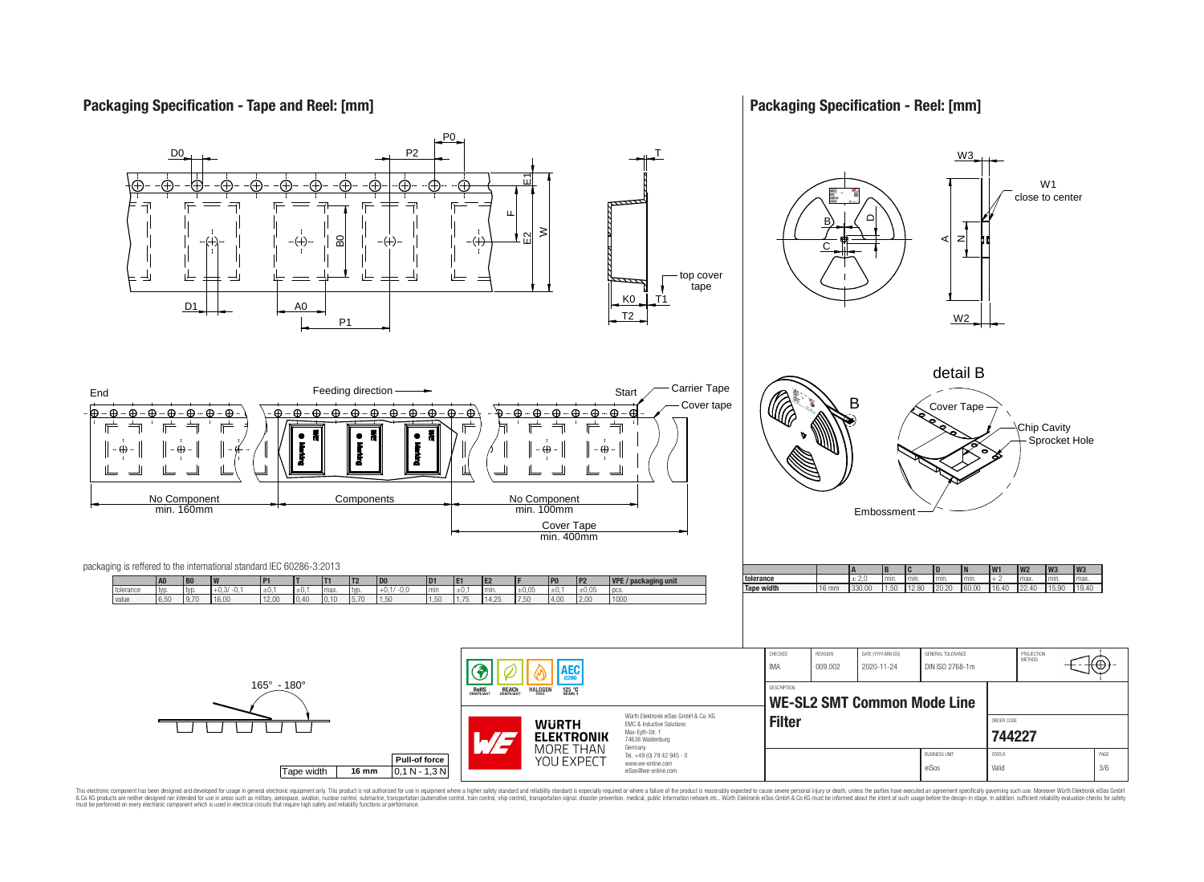## Packaging Specification - Tape and Reel: [mm]

D0, P0, P2, T, E1, F, E2, W, B0, D1, A0, P1, K0, T1, T2, top cover tape

End — Feeding direction — Start — Carrier Tape, Cover tape

No Component min. 160mm | Components | No Component min. 100mm | Cover Tape min. 400mm

packaging is reffered to the international standard IEC 60286-3:2013

| | A0 | B0 | W | P1 | T | T1 | T2 | D0 | D1 | E1 | E2 | F | P0 | P2 | VPE / packaging unit |
|---|---|---|---|---|---|---|---|---|---|---|---|---|---|---|---|
| tolerance | typ. | typ. | +0,3/ -0,1 | ±0,1 | ±0,1 | max. | typ. | +0,1/ -0,0 | min | ±0,1 | min. | ±0,05 | ±0,1 | ±0,05 | pcs. |
| value | 6,50 | 9,70 | 16,00 | 12,00 | 0,40 | 0,10 | 5,70 | 1,50 | 1,50 | 1,75 | 14,25 | 7,50 | 4,00 | 2,00 | 1000 |

165° - 180°

| Tape width | 16 mm | Pull-of force 0,1 N - 1,3 N |
|---|---|---|

## Packaging Specification - Reel: [mm]

W3, W1 close to center, B, D, C, A, N, W2

detail B: Cover Tape, Chip Cavity, Sprocket Hole, Embossment

| | | A | B | C | D | N | W1 | W2 | W3 | W3 |
|---|---|---|---|---|---|---|---|---|---|---|
| tolerance | | ± 2,0 | min. | min. | min. | min. | + 2 | max. | min. | max. |
| Tape width | 16 mm | 330.00 | 1.50 | 12.80 | 20.20 | 60.00 | 16.40 | 22.40 | 15.90 | 19.40 |

RoHS COMPLIANT | REACh COMPLIANT | HALOGEN FREE | AEC Q200 125 °C GRADE 1

Würth Elektronik eiSos GmbH & Co. KG
EMC & Inductive Solutions
Max-Eyth-Str. 1
74638 Waldenburg
Germany
Tel. +49 (0) 79 42 945 - 0
www.we-online.com
eiSos@we-online.com

| CHECKED | REVISION | DATE (YYYY-MM-DD) | GENERAL TOLERANCE | PROJECTION METHOD |
|---|---|---|---|---|
| IMA | 009.002 | 2020-11-24 | DIN ISO 2768-1m | |

DESCRIPTION: **WE-SL2 SMT Common Mode Line Filter**

ORDER CODE: **744227**

BUSINESS UNIT: eiSos | STATUS: Valid | PAGE: 3/6

This electronic component has been designed and developed for usage in general electronic equipment only. This product is not authorized for use in equipment where a higher safety standard and reliability standard is especially required or where a failure of the product is reasonably expected to cause severe personal injury or death, unless the parties have executed an agreement specifically governing such use. Moreover Würth Elektronik eiSos GmbH & Co KG products are neither designed nor intended for use in areas such as military, aerospace, aviation, nuclear control, submarine, transportation (automotive control, train control, ship control), transportation signal, disaster prevention, medical, public information network etc.. Würth Elektronik eiSos GmbH & Co KG must be informed about the intent of such usage before the design-in stage. In addition, sufficient reliability evaluation checks for safety must be performed on every electronic component which is used in electrical circuits that require high safety and reliability functions or performance.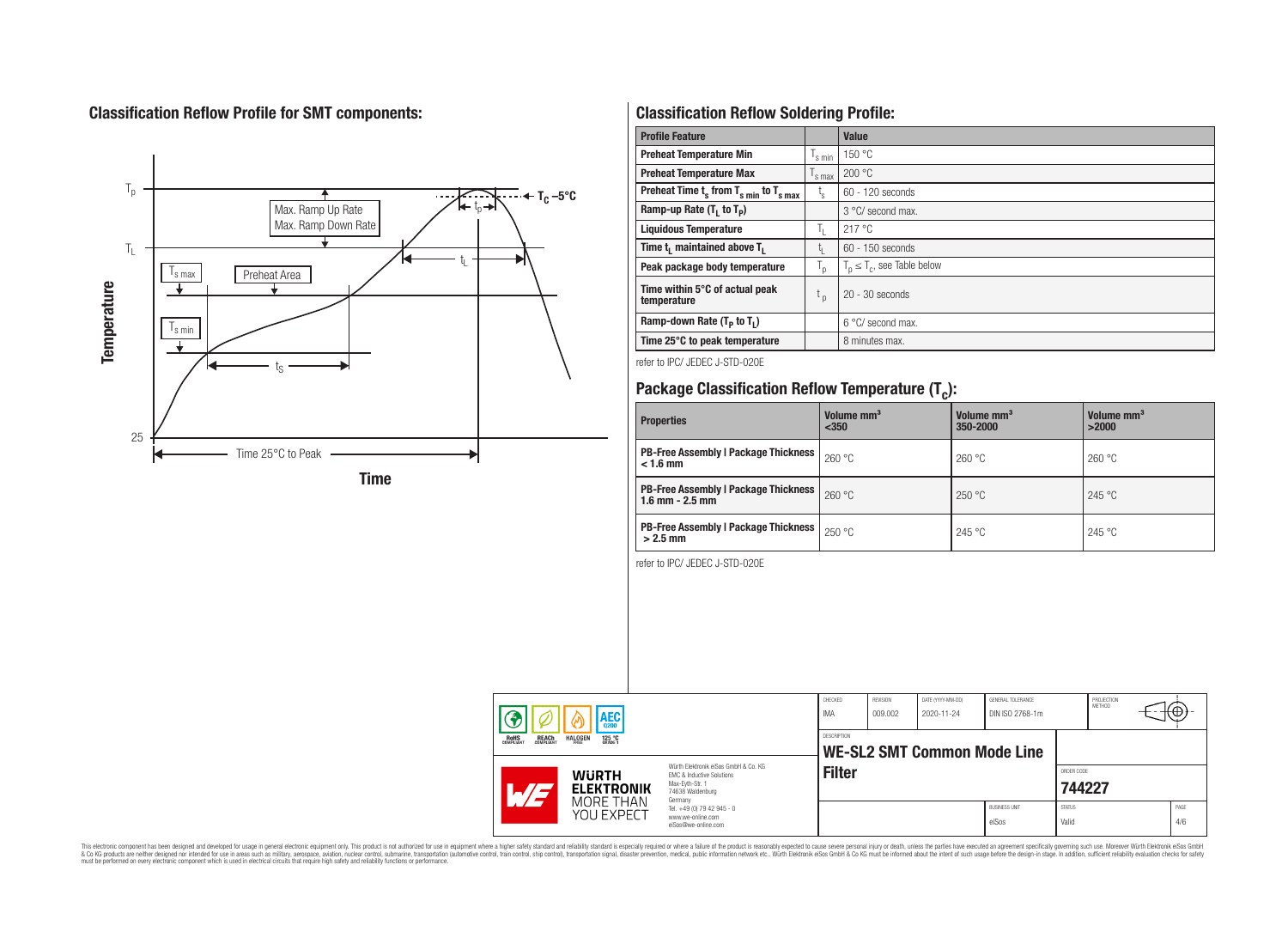## Classification Reflow Profile for SMT components:

## Classification Reflow Soldering Profile:

| Profile Feature | | Value |
|---|---|---|
| Preheat Temperature Min | $T_{s\,min}$ | 150 °C |
| Preheat Temperature Max | $T_{s\,max}$ | 200 °C |
| Preheat Time $t_s$ from $T_{s\,min}$ to $T_{s\,max}$ | $t_s$ | 60 - 120 seconds |
| Ramp-up Rate ($T_L$ to $T_P$) | | 3 °C/ second max. |
| Liquidous Temperature | $T_L$ | 217 °C |
| Time $t_L$ maintained above $T_L$ | $t_L$ | 60 - 150 seconds |
| Peak package body temperature | $T_p$ | $T_p \leq T_c$, see Table below |
| Time within 5°C of actual peak temperature | $t_p$ | 20 - 30 seconds |
| Ramp-down Rate ($T_P$ to $T_L$) | | 6 °C/ second max. |
| Time 25°C to peak temperature | | 8 minutes max. |

refer to IPC/ JEDEC J-STD-020E

## Package Classification Reflow Temperature ($T_c$):

| Properties | Volume mm³ <350 | Volume mm³ 350-2000 | Volume mm³ >2000 |
|---|---|---|---|
| PB-Free Assembly \| Package Thickness < 1.6 mm | 260 °C | 260 °C | 260 °C |
| PB-Free Assembly \| Package Thickness 1.6 mm - 2.5 mm | 260 °C | 250 °C | 245 °C |
| PB-Free Assembly \| Package Thickness > 2.5 mm | 250 °C | 245 °C | 245 °C |

refer to IPC/ JEDEC J-STD-020E

| CHECKED | REVISION | DATE (YYYY-MM-DD) | GENERAL TOLERANCE | PROJECTION METHOD |
|---|---|---|---|---|
| IMA | 009.002 | 2020-11-24 | DIN ISO 2768-1m | |

DESCRIPTION: **WE-SL2 SMT Common Mode Line Filter**

ORDER CODE: **744227**

BUSINESS UNIT: eiSos | STATUS: Valid | PAGE: 4/6

Würth Elektronik eiSos GmbH & Co. KG
EMC & Inductive Solutions
Max-Eyth-Str. 1
74638 Waldenburg
Germany
Tel. +49 (0) 79 42 945 - 0
www.we-online.com
eiSos@we-online.com

WÜRTH ELEKTRONIK MORE THAN YOU EXPECT

This electronic component has been designed and developed for usage in general electronic equipment only. This product is not authorized for use in equipment where a higher safety standard and reliability standard is especially required or where a failure of the product is reasonably expected to cause severe personal injury or death, unless the parties have executed an agreement specifically governing such use. Moreover Würth Elektronik eiSos GmbH & Co KG products are neither designed nor intended for use in areas such as military, aerospace, aviation, nuclear control, submarine, transportation (automotive control, train control, ship control), transportation signal, disaster prevention, medical, public information network etc.. Würth Elektronik eiSos GmbH & Co KG must be informed about the intent of such usage before the design-in stage. In addition, sufficient reliability evaluation checks for safety must be performed on every electronic component which is used in electrical circuits that require high safety and reliability functions or performance.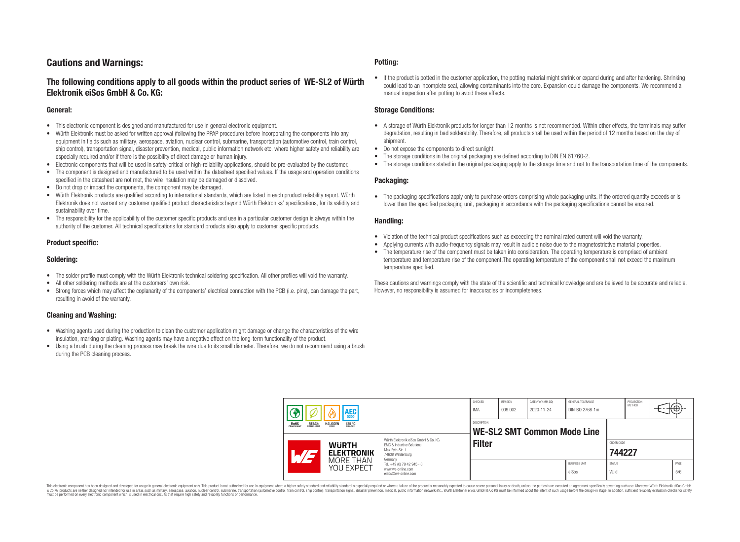## Cautions and Warnings:

### The following conditions apply to all goods within the product series of WE-SL2 of Würth Elektronik eiSos GmbH & Co. KG:

#### General:

- This electronic component is designed and manufactured for use in general electronic equipment.
- Würth Elektronik must be asked for written approval (following the PPAP procedure) before incorporating the components into any equipment in fields such as military, aerospace, aviation, nuclear control, submarine, transportation (automotive control, train control, ship control), transportation signal, disaster prevention, medical, public information network etc. where higher safety and reliability are especially required and/or if there is the possibility of direct damage or human injury.
- Electronic components that will be used in safety-critical or high-reliability applications, should be pre-evaluated by the customer.
- The component is designed and manufactured to be used within the datasheet specified values. If the usage and operation conditions specified in the datasheet are not met, the wire insulation may be damaged or dissolved.
- Do not drop or impact the components, the component may be damaged.
- Würth Elektronik products are qualified according to international standards, which are listed in each product reliability report. Würth Elektronik does not warrant any customer qualified product characteristics beyond Würth Elektroniks' specifications, for its validity and sustainability over time.
- The responsibility for the applicability of the customer specific products and use in a particular customer design is always within the authority of the customer. All technical specifications for standard products also apply to customer specific products.

#### Product specific:

#### Soldering:

- The solder profile must comply with the Würth Elektronik technical soldering specification. All other profiles will void the warranty.
- All other soldering methods are at the customers' own risk.
- Strong forces which may affect the coplanarity of the components' electrical connection with the PCB (i.e. pins), can damage the part, resulting in avoid of the warranty.

#### Cleaning and Washing:

- Washing agents used during the production to clean the customer application might damage or change the characteristics of the wire insulation, marking or plating. Washing agents may have a negative effect on the long-term functionality of the product.
- Using a brush during the cleaning process may break the wire due to its small diameter. Therefore, we do not recommend using a brush during the PCB cleaning process.

#### Potting:

- If the product is potted in the customer application, the potting material might shrink or expand during and after hardening. Shrinking could lead to an incomplete seal, allowing contaminants into the core. Expansion could damage the components. We recommend a manual inspection after potting to avoid these effects.

#### Storage Conditions:

- A storage of Würth Elektronik products for longer than 12 months is not recommended. Within other effects, the terminals may suffer degradation, resulting in bad solderability. Therefore, all products shall be used within the period of 12 months based on the day of shipment.
- Do not expose the components to direct sunlight.
- The storage conditions in the original packaging are defined according to DIN EN 61760-2.
- The storage conditions stated in the original packaging apply to the storage time and not to the transportation time of the components.

#### Packaging:

- The packaging specifications apply only to purchase orders comprising whole packaging units. If the ordered quantity exceeds or is lower than the specified packaging unit, packaging in accordance with the packaging specifications cannot be ensured.

#### Handling:

- Violation of the technical product specifications such as exceeding the nominal rated current will void the warranty.
- Applying currents with audio-frequency signals may result in audible noise due to the magnetostrictive material properties.
- The temperature rise of the component must be taken into consideration. The operating temperature is comprised of ambient temperature and temperature rise of the component.The operating temperature of the component shall not exceed the maximum temperature specified.

These cautions and warnings comply with the state of the scientific and technical knowledge and are believed to be accurate and reliable. However, no responsibility is assumed for inaccuracies or incompleteness.

| CHECKED | REVISION | DATE (YYYY-MM-DD) | GENERAL TOLERANCE | PROJECTION METHOD |
|---|---|---|---|---|
| IMA | 009.002 | 2020-11-24 | DIN ISO 2768-1m | |

| DESCRIPTION | ORDER CODE | BUSINESS UNIT | STATUS |
|---|---|---|---|
| WE-SL2 SMT Common Mode Line Filter | 744227 | eiSos | Valid |

Würth Elektronik eiSos GmbH & Co. KG
EMC & Inductive Solutions
Max-Eyth-Str. 1
74638 Waldenburg
Germany
Tel. +49 (0) 79 42 945 - 0
www.we-online.com
eiSos@we-online.com

This electronic component has been designed and developed for usage in general electronic equipment only. This product is not authorized for use in equipment where a higher safety standard and reliability standard is especially required or where a failure of the product is reasonably expected to cause severe personal injury or death, unless the parties have executed an agreement specifically governing such use. Moreover Würth Elektronik eiSos GmbH & Co KG products are neither designed nor intended for use in areas such as military, aerospace, aviation, nuclear control, submarine, transportation (automotive control, train control, ship control), transportation signal, disaster prevention, medical, public information network etc.. Würth Elektronik eiSos GmbH & Co KG must be informed about the intent of such usage before the design-in stage. In addition, sufficient reliability evaluation checks for safety must be performed on every electronic component which is used in electrical circuits that require high safety and reliability functions or performance.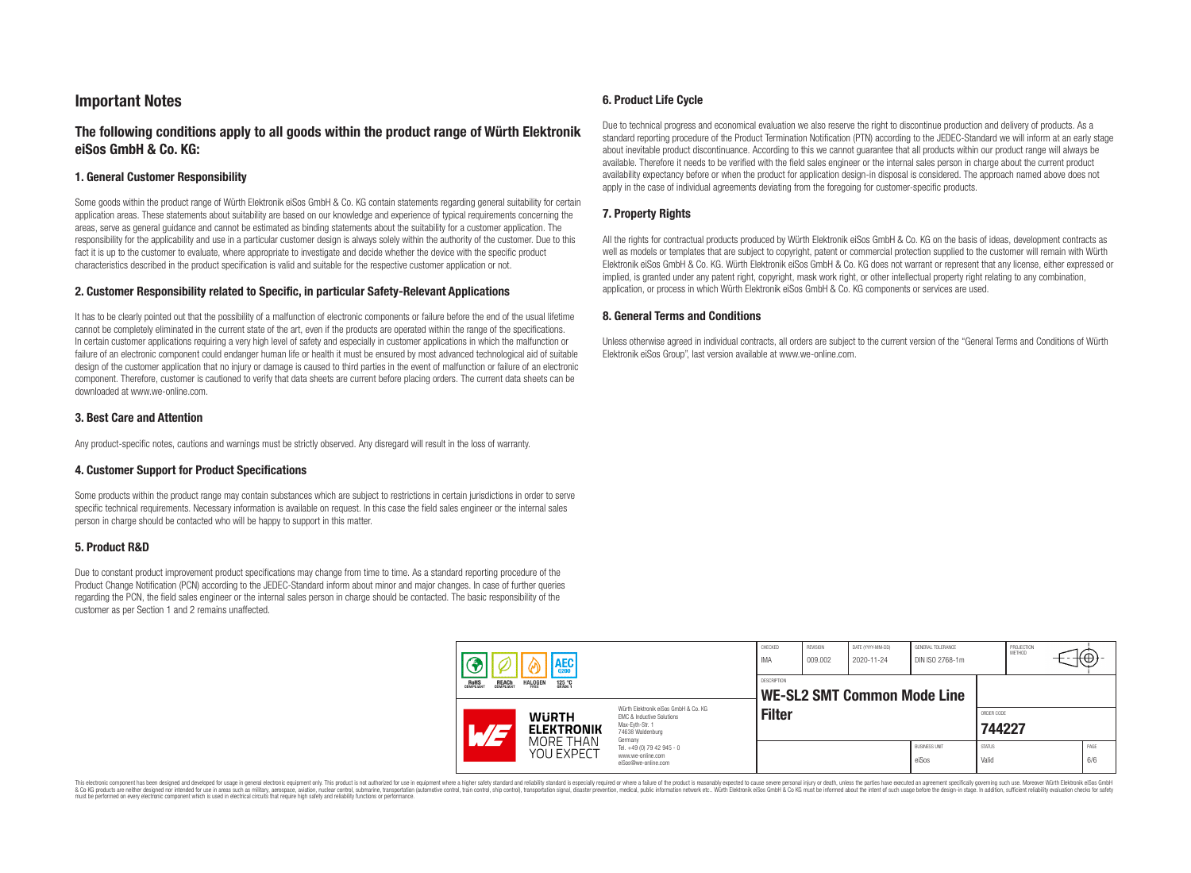# Important Notes

## The following conditions apply to all goods within the product range of Würth Elektronik eiSos GmbH & Co. KG:

### 1. General Customer Responsibility

Some goods within the product range of Würth Elektronik eiSos GmbH & Co. KG contain statements regarding general suitability for certain application areas. These statements about suitability are based on our knowledge and experience of typical requirements concerning the areas, serve as general guidance and cannot be estimated as binding statements about the suitability for a customer application. The responsibility for the applicability and use in a particular customer design is always solely within the authority of the customer. Due to this fact it is up to the customer to evaluate, where appropriate to investigate and decide whether the device with the specific product characteristics described in the product specification is valid and suitable for the respective customer application or not.

### 2. Customer Responsibility related to Specific, in particular Safety-Relevant Applications

It has to be clearly pointed out that the possibility of a malfunction of electronic components or failure before the end of the usual lifetime cannot be completely eliminated in the current state of the art, even if the products are operated within the range of the specifications. In certain customer applications requiring a very high level of safety and especially in customer applications in which the malfunction or failure of an electronic component could endanger human life or health it must be ensured by most advanced technological aid of suitable design of the customer application that no injury or damage is caused to third parties in the event of malfunction or failure of an electronic component. Therefore, customer is cautioned to verify that data sheets are current before placing orders. The current data sheets can be downloaded at www.we-online.com.

### 3. Best Care and Attention

Any product-specific notes, cautions and warnings must be strictly observed. Any disregard will result in the loss of warranty.

### 4. Customer Support for Product Specifications

Some products within the product range may contain substances which are subject to restrictions in certain jurisdictions in order to serve specific technical requirements. Necessary information is available on request. In this case the field sales engineer or the internal sales person in charge should be contacted who will be happy to support in this matter.

### 5. Product R&D

Due to constant product improvement product specifications may change from time to time. As a standard reporting procedure of the Product Change Notification (PCN) according to the JEDEC-Standard inform about minor and major changes. In case of further queries regarding the PCN, the field sales engineer or the internal sales person in charge should be contacted. The basic responsibility of the customer as per Section 1 and 2 remains unaffected.

### 6. Product Life Cycle

Due to technical progress and economical evaluation we also reserve the right to discontinue production and delivery of products. As a standard reporting procedure of the Product Termination Notification (PTN) according to the JEDEC-Standard we will inform at an early stage about inevitable product discontinuance. According to this we cannot guarantee that all products within our product range will always be available. Therefore it needs to be verified with the field sales engineer or the internal sales person in charge about the current product availability expectancy before or when the product for application design-in disposal is considered. The approach named above does not apply in the case of individual agreements deviating from the foregoing for customer-specific products.

### 7. Property Rights

All the rights for contractual products produced by Würth Elektronik eiSos GmbH & Co. KG on the basis of ideas, development contracts as well as models or templates that are subject to copyright, patent or commercial protection supplied to the customer will remain with Würth Elektronik eiSos GmbH & Co. KG. Würth Elektronik eiSos GmbH & Co. KG does not warrant or represent that any license, either expressed or implied, is granted under any patent right, copyright, mask work right, or other intellectual property right relating to any combination, application, or process in which Würth Elektronik eiSos GmbH & Co. KG components or services are used.

### 8. General Terms and Conditions

Unless otherwise agreed in individual contracts, all orders are subject to the current version of the "General Terms and Conditions of Würth Elektronik eiSos Group", last version available at www.we-online.com.

| | | | | | | |
|---|---|---|---|---|---|---|
| RoHS COMPLIANT, REACh COMPLIANT, HALOGEN FREE, AEC Q200, 125 °C GRADE 1 | CHECKED IMA | REVISION 009.002 | DATE (YYYY-MM-DD) 2020-11-24 | GENERAL TOLERANCE DIN ISO 2768-1m | PROJECTION METHOD | |
| | DESCRIPTION **WE-SL2 SMT Common Mode Line Filter** | | | | | |
| WÜRTH ELEKTRONIK MORE THAN YOU EXPECT — Würth Elektronik eiSos GmbH & Co. KG, EMC & Inductive Solutions, Max-Eyth-Str. 1, 74638 Waldenburg, Germany, Tel. +49 (0) 79 42 945 - 0, www.we-online.com, eiSos@we-online.com | | | | | ORDER CODE **744227** | |
| | | | | BUSINESS UNIT eiSos | STATUS Valid | PAGE 6/6 |

This electronic component has been designed and developed for usage in general electronic equipment only. This product is not authorized for use in equipment where a higher safety standard and reliability standard is especially required or where a failure of the product is reasonably expected to cause severe personal injury or death, unless the parties have executed an agreement specifically governing such use. Moreover Würth Elektronik eiSos GmbH & Co KG products are neither designed nor intended for use in areas such as military, aerospace, aviation, nuclear control, submarine, transportation (automotive control, train control, ship control), transportation signal, disaster prevention, medical, public information network etc.. Würth Elektronik eiSos GmbH & Co KG must be informed about the intent of such usage before the design-in stage. In addition, sufficient reliability evaluation checks for safety must be performed on every electronic component which is used in electrical circuits that require high safety and reliability functions or performance.